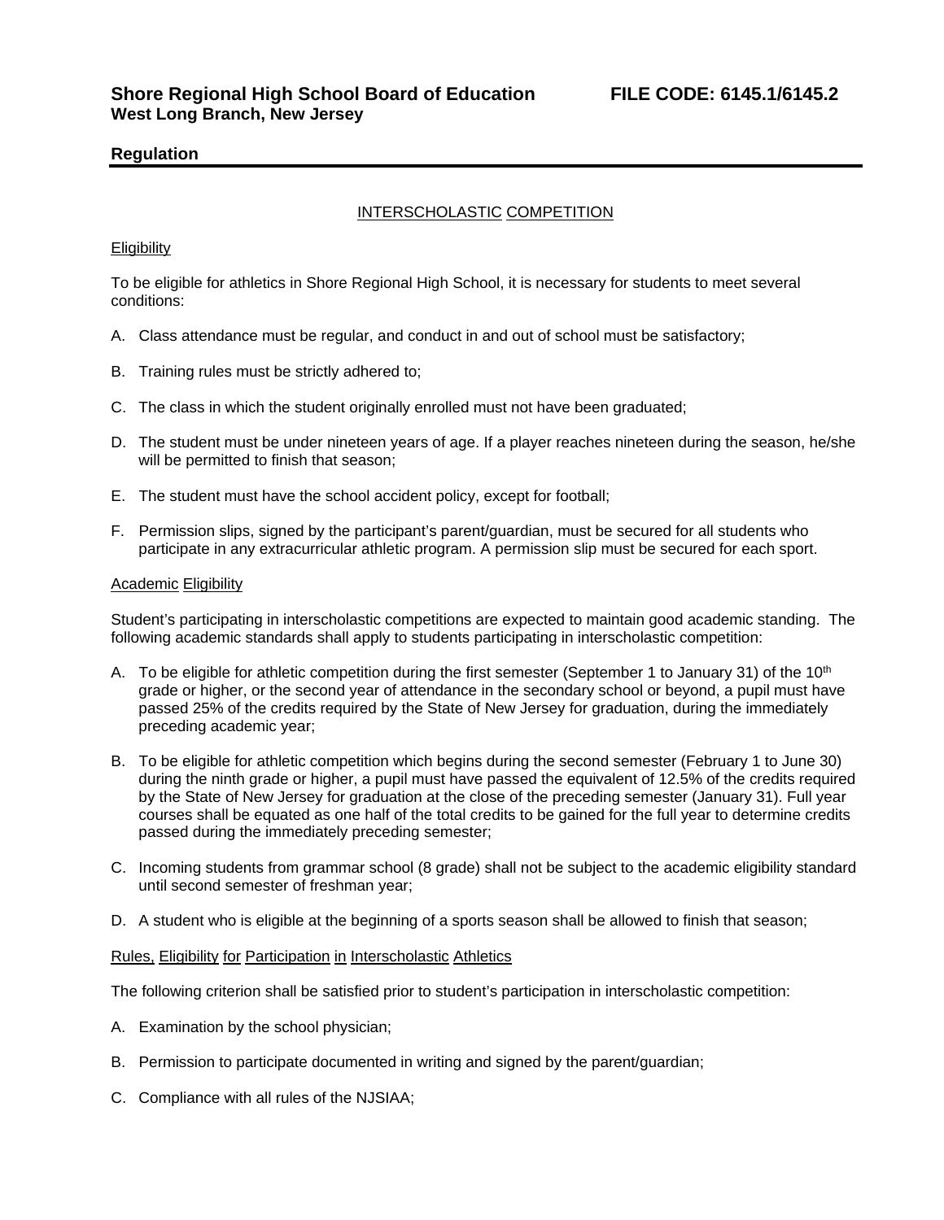**Shore Regional High School Board of Education** **FILE CODE: 6145.1/6145.2**
**West Long Branch, New Jersey**

**Regulation**

INTERSCHOLASTIC COMPETITION

Eligibility

To be eligible for athletics in Shore Regional High School, it is necessary for students to meet several conditions:

A. Class attendance must be regular, and conduct in and out of school must be satisfactory;

B. Training rules must be strictly adhered to;

C. The class in which the student originally enrolled must not have been graduated;

D. The student must be under nineteen years of age. If a player reaches nineteen during the season, he/she will be permitted to finish that season;

E. The student must have the school accident policy, except for football;

F. Permission slips, signed by the participant's parent/guardian, must be secured for all students who participate in any extracurricular athletic program. A permission slip must be secured for each sport.

Academic Eligibility

Student's participating in interscholastic competitions are expected to maintain good academic standing. The following academic standards shall apply to students participating in interscholastic competition:

A. To be eligible for athletic competition during the first semester (September 1 to January 31) of the 10th grade or higher, or the second year of attendance in the secondary school or beyond, a pupil must have passed 25% of the credits required by the State of New Jersey for graduation, during the immediately preceding academic year;

B. To be eligible for athletic competition which begins during the second semester (February 1 to June 30) during the ninth grade or higher, a pupil must have passed the equivalent of 12.5% of the credits required by the State of New Jersey for graduation at the close of the preceding semester (January 31). Full year courses shall be equated as one half of the total credits to be gained for the full year to determine credits passed during the immediately preceding semester;

C. Incoming students from grammar school (8 grade) shall not be subject to the academic eligibility standard until second semester of freshman year;

D. A student who is eligible at the beginning of a sports season shall be allowed to finish that season;

Rules, Eligibility for Participation in Interscholastic Athletics

The following criterion shall be satisfied prior to student's participation in interscholastic competition:

A. Examination by the school physician;

B. Permission to participate documented in writing and signed by the parent/guardian;

C. Compliance with all rules of the NJSIAA;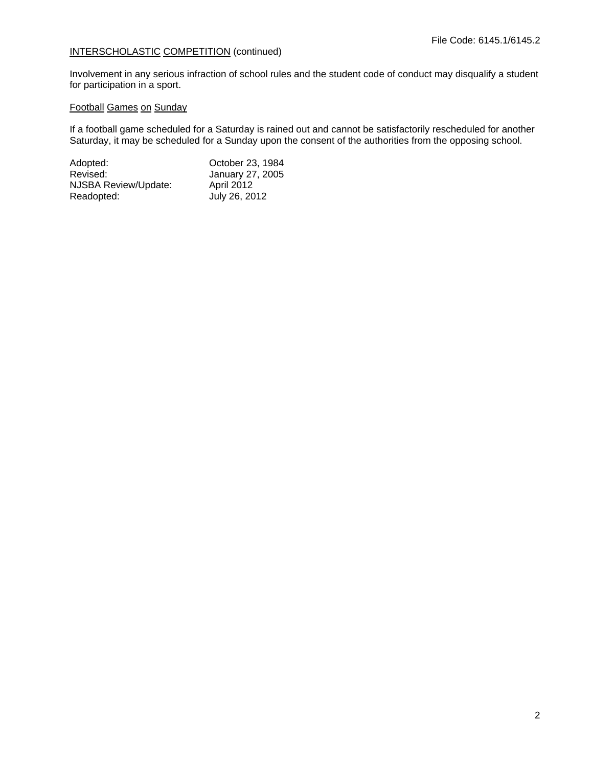INTERSCHOLASTIC COMPETITION (continued)

Involvement in any serious infraction of school rules and the student code of conduct may disqualify a student for participation in a sport.

Football Games on Sunday

If a football game scheduled for a Saturday is rained out and cannot be satisfactorily rescheduled for another Saturday, it may be scheduled for a Sunday upon the consent of the authorities from the opposing school.

| | |
|---|---|
| Adopted: | October 23, 1984 |
| Revised: | January 27, 2005 |
| NJSBA Review/Update: | April 2012 |
| Readopted: | July 26, 2012 |